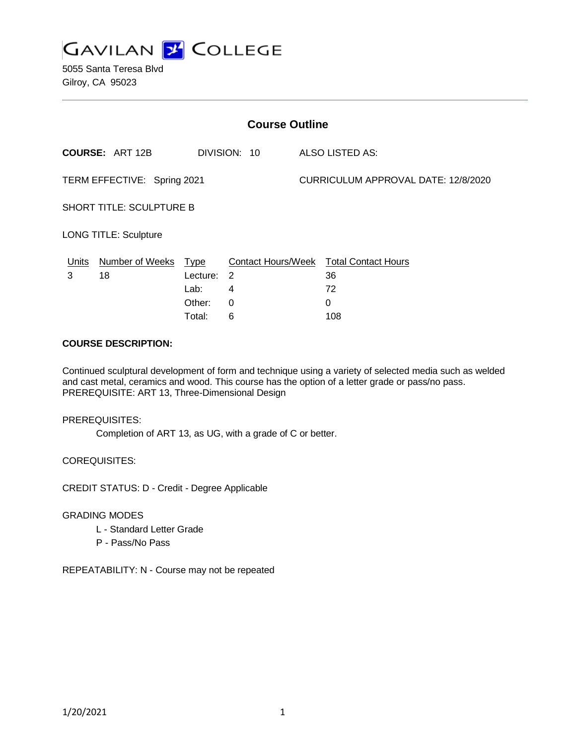# GAVILAN COLLEGE

5055 Santa Teresa Blvd
Gilroy, CA 95023

## Course Outline

**COURSE:** ART 12B DIVISION: 10 ALSO LISTED AS:

TERM EFFECTIVE: Spring 2021 CURRICULUM APPROVAL DATE: 12/8/2020

SHORT TITLE: SCULPTURE B

LONG TITLE: Sculpture

| Units | Number of Weeks | Type | Contact Hours/Week | Total Contact Hours |
|---|---|---|---|---|
| 3 | 18 | Lecture: | 2 | 36 |
| | | Lab: | 4 | 72 |
| | | Other: | 0 | 0 |
| | | Total: | 6 | 108 |

**COURSE DESCRIPTION:**

Continued sculptural development of form and technique using a variety of selected media such as welded and cast metal, ceramics and wood. This course has the option of a letter grade or pass/no pass. PREREQUISITE: ART 13, Three-Dimensional Design

PREREQUISITES:

Completion of ART 13, as UG, with a grade of C or better.

COREQUISITES:

CREDIT STATUS: D - Credit - Degree Applicable

GRADING MODES

- L - Standard Letter Grade
- P - Pass/No Pass

REPEATABILITY: N - Course may not be repeated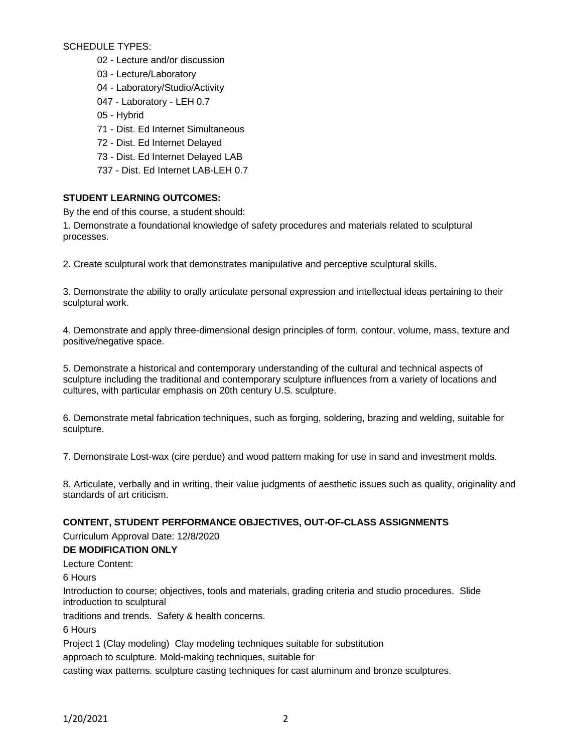SCHEDULE TYPES:

- 02 - Lecture and/or discussion
- 03 - Lecture/Laboratory
- 04 - Laboratory/Studio/Activity
- 047 - Laboratory - LEH 0.7
- 05 - Hybrid
- 71 - Dist. Ed Internet Simultaneous
- 72 - Dist. Ed Internet Delayed
- 73 - Dist. Ed Internet Delayed LAB
- 737 - Dist. Ed Internet LAB-LEH 0.7

**STUDENT LEARNING OUTCOMES:**

By the end of this course, a student should:

1. Demonstrate a foundational knowledge of safety procedures and materials related to sculptural processes.

2. Create sculptural work that demonstrates manipulative and perceptive sculptural skills.

3. Demonstrate the ability to orally articulate personal expression and intellectual ideas pertaining to their sculptural work.

4. Demonstrate and apply three-dimensional design principles of form, contour, volume, mass, texture and positive/negative space.

5. Demonstrate a historical and contemporary understanding of the cultural and technical aspects of sculpture including the traditional and contemporary sculpture influences from a variety of locations and cultures, with particular emphasis on 20th century U.S. sculpture.

6. Demonstrate metal fabrication techniques, such as forging, soldering, brazing and welding, suitable for sculpture.

7. Demonstrate Lost-wax (cire perdue) and wood pattern making for use in sand and investment molds.

8. Articulate, verbally and in writing, their value judgments of aesthetic issues such as quality, originality and standards of art criticism.

**CONTENT, STUDENT PERFORMANCE OBJECTIVES, OUT-OF-CLASS ASSIGNMENTS**

Curriculum Approval Date: 12/8/2020

**DE MODIFICATION ONLY**

Lecture Content:

6 Hours

Introduction to course; objectives, tools and materials, grading criteria and studio procedures. Slide introduction to sculptural
traditions and trends. Safety & health concerns.

6 Hours

Project 1 (Clay modeling) Clay modeling techniques suitable for substitution
approach to sculpture. Mold-making techniques, suitable for
casting wax patterns. sculpture casting techniques for cast aluminum and bronze sculptures.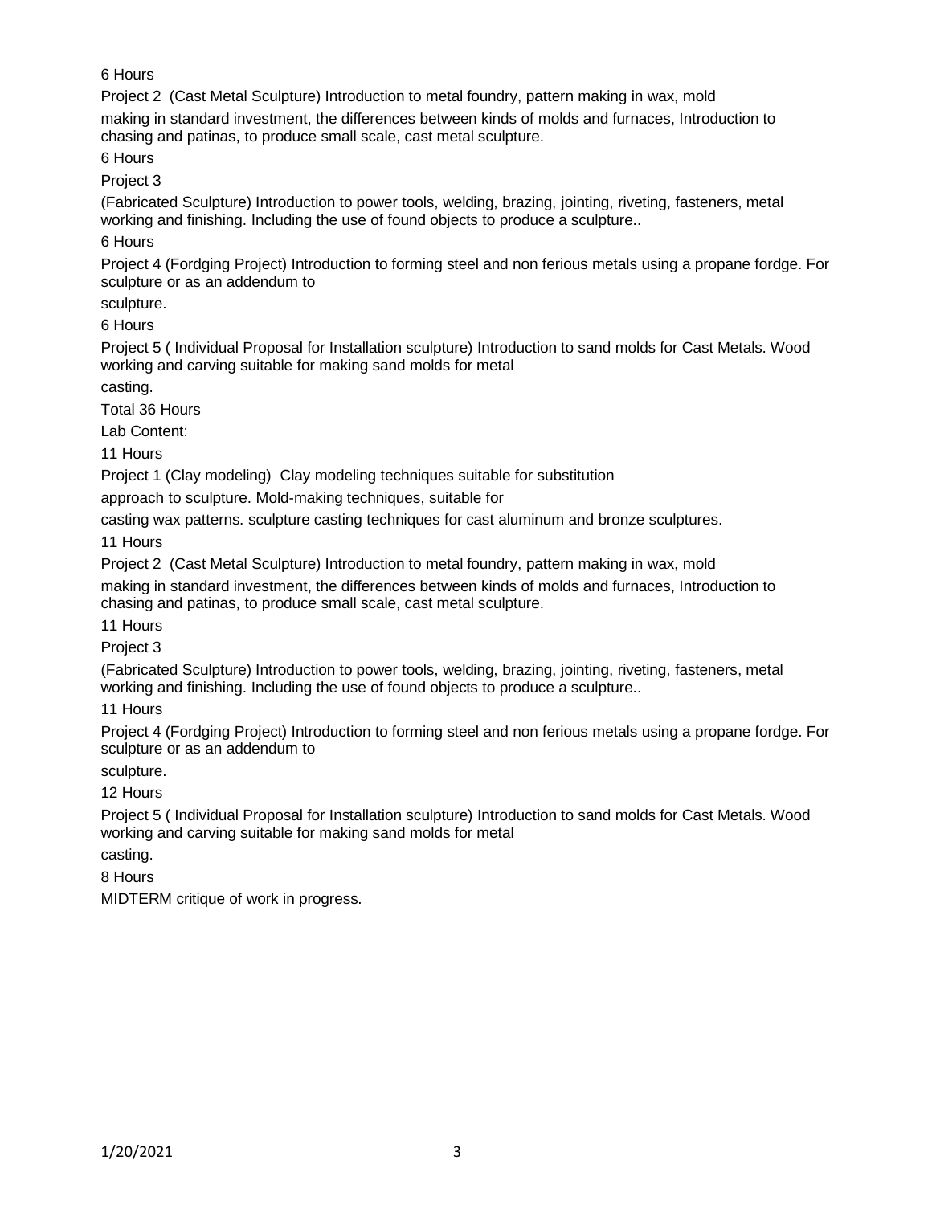6 Hours

Project 2  (Cast Metal Sculpture) Introduction to metal foundry, pattern making in wax, mold making in standard investment, the differences between kinds of molds and furnaces, Introduction to chasing and patinas, to produce small scale, cast metal sculpture.

6 Hours

Project 3

(Fabricated Sculpture) Introduction to power tools, welding, brazing, jointing, riveting, fasteners, metal working and finishing. Including the use of found objects to produce a sculpture..

6 Hours

Project 4 (Fordging Project) Introduction to forming steel and non ferious metals using a propane fordge. For sculpture or as an addendum to sculpture.

6 Hours

Project 5 ( Individual Proposal for Installation sculpture) Introduction to sand molds for Cast Metals. Wood working and carving suitable for making sand molds for metal casting.

Total 36 Hours

Lab Content:

11 Hours

Project 1 (Clay modeling)  Clay modeling techniques suitable for substitution approach to sculpture. Mold-making techniques, suitable for casting wax patterns. sculpture casting techniques for cast aluminum and bronze sculptures.

11 Hours

Project 2  (Cast Metal Sculpture) Introduction to metal foundry, pattern making in wax, mold making in standard investment, the differences between kinds of molds and furnaces, Introduction to chasing and patinas, to produce small scale, cast metal sculpture.

11 Hours

Project 3

(Fabricated Sculpture) Introduction to power tools, welding, brazing, jointing, riveting, fasteners, metal working and finishing. Including the use of found objects to produce a sculpture..

11 Hours

Project 4 (Fordging Project) Introduction to forming steel and non ferious metals using a propane fordge. For sculpture or as an addendum to sculpture.

12 Hours

Project 5 ( Individual Proposal for Installation sculpture) Introduction to sand molds for Cast Metals. Wood working and carving suitable for making sand molds for metal casting.

8 Hours

MIDTERM critique of work in progress.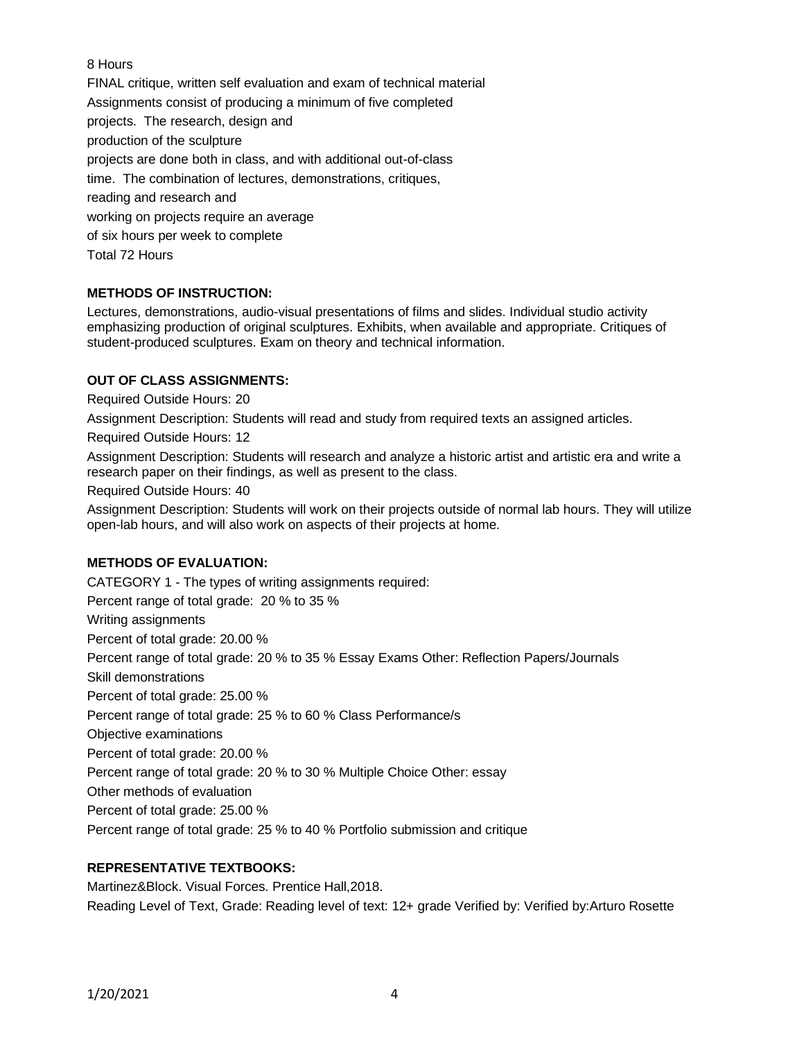8 Hours

FINAL critique, written self evaluation and exam of technical material

Assignments consist of producing a minimum of five completed projects. The research, design and production of the sculpture projects are done both in class, and with additional out-of-class time. The combination of lectures, demonstrations, critiques, reading and research and working on projects require an average of six hours per week to complete

Total 72 Hours

## METHODS OF INSTRUCTION:

Lectures, demonstrations, audio-visual presentations of films and slides. Individual studio activity emphasizing production of original sculptures. Exhibits, when available and appropriate. Critiques of student-produced sculptures. Exam on theory and technical information.

## OUT OF CLASS ASSIGNMENTS:

Required Outside Hours: 20

Assignment Description: Students will read and study from required texts an assigned articles.

Required Outside Hours: 12

Assignment Description: Students will research and analyze a historic artist and artistic era and write a research paper on their findings, as well as present to the class.

Required Outside Hours: 40

Assignment Description: Students will work on their projects outside of normal lab hours. They will utilize open-lab hours, and will also work on aspects of their projects at home.

## METHODS OF EVALUATION:

CATEGORY 1 - The types of writing assignments required:

Percent range of total grade: 20 % to 35 %

Writing assignments

Percent of total grade: 20.00 %

Percent range of total grade: 20 % to 35 % Essay Exams Other: Reflection Papers/Journals

Skill demonstrations

Percent of total grade: 25.00 %

Percent range of total grade: 25 % to 60 % Class Performance/s

Objective examinations

Percent of total grade: 20.00 %

Percent range of total grade: 20 % to 30 % Multiple Choice Other: essay

Other methods of evaluation

Percent of total grade: 25.00 %

Percent range of total grade: 25 % to 40 % Portfolio submission and critique

## REPRESENTATIVE TEXTBOOKS:

Martinez&Block. Visual Forces. Prentice Hall,2018.

Reading Level of Text, Grade: Reading level of text: 12+ grade Verified by: Verified by:Arturo Rosette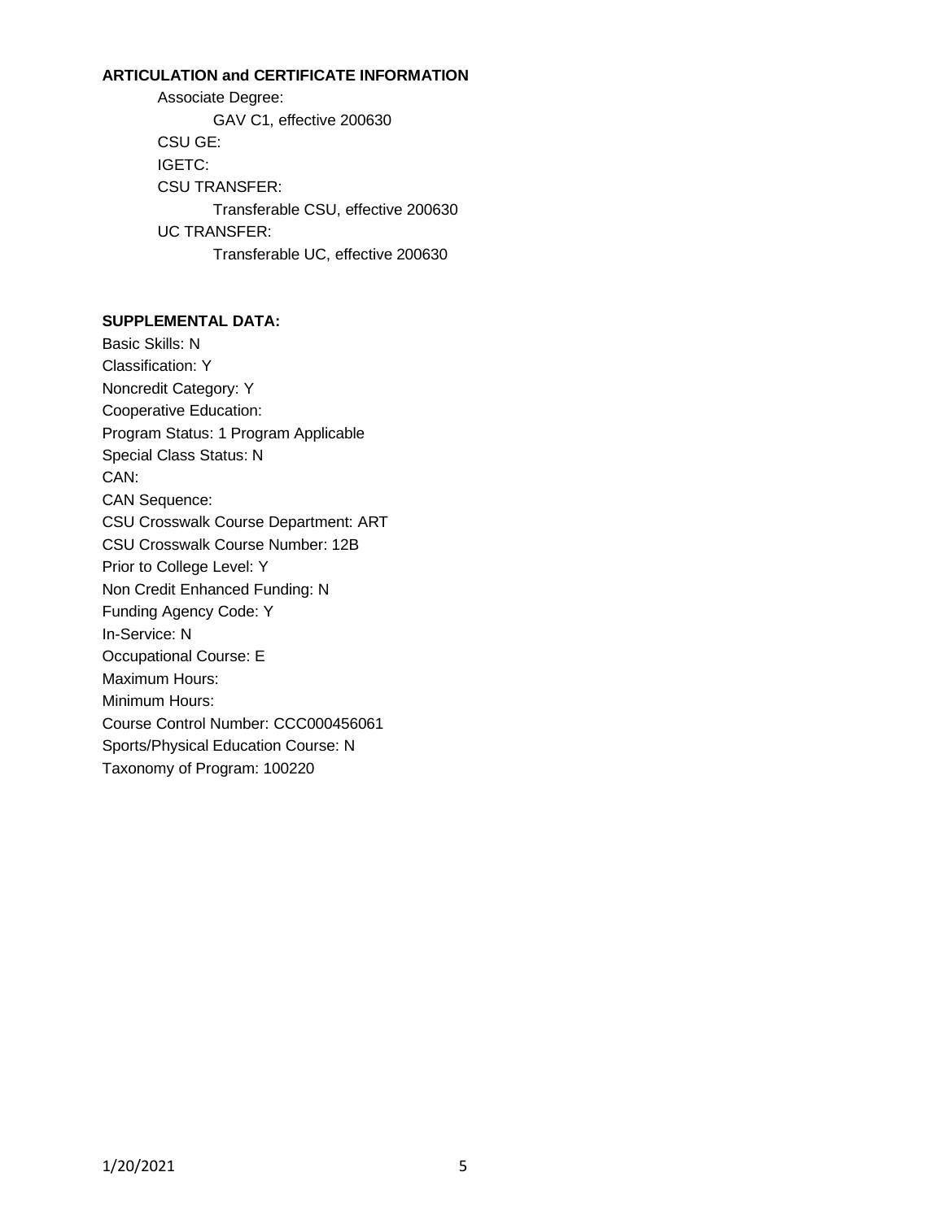**ARTICULATION and CERTIFICATE INFORMATION**

Associate Degree:

GAV C1, effective 200630

CSU GE:

IGETC:

CSU TRANSFER:

Transferable CSU, effective 200630

UC TRANSFER:

Transferable UC, effective 200630

**SUPPLEMENTAL DATA:**

Basic Skills: N
Classification: Y
Noncredit Category: Y
Cooperative Education:
Program Status: 1 Program Applicable
Special Class Status: N
CAN:
CAN Sequence:
CSU Crosswalk Course Department: ART
CSU Crosswalk Course Number: 12B
Prior to College Level: Y
Non Credit Enhanced Funding: N
Funding Agency Code: Y
In-Service: N
Occupational Course: E
Maximum Hours:
Minimum Hours:
Course Control Number: CCC000456061
Sports/Physical Education Course: N
Taxonomy of Program: 100220